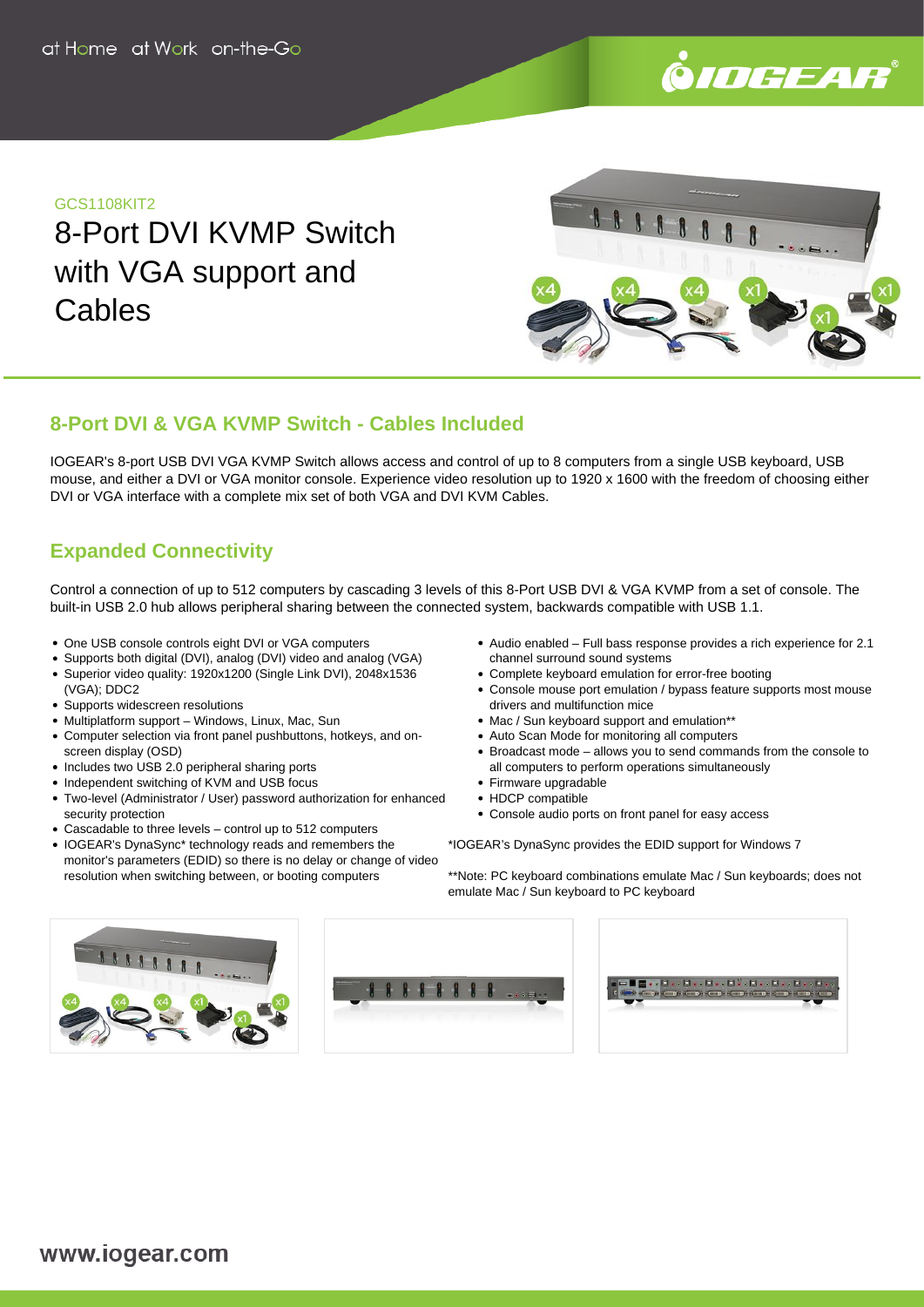GCS1108KIT2

# 8-Port DVI KVMP Switch with VGA support and Cables

## 8-Port DVI & VGA KVMP Switch - Cables Included

IOGEAR's 8-port USB DVI VGA KVMP Switch allows access and control of up to 8 computers from a single USB keyboard, USB mouse, and either a DVI or VGA monitor console. Experience video resolution up to 1920 x 1600 with the freedom of choosing either DVI or VGA interface with a complete mix set of both VGA and DVI KVM Cables.

## Expanded Connectivity

Control a connection of up to 512 computers by cascading 3 levels of this 8-Port USB DVI & VGA KVMP from a set of console. The built-in USB 2.0 hub allows peripheral sharing between the connected system, backwards compatible with USB 1.1.

- One USB console controls eight DVI or VGA computers
- Supports both digital (DVI), analog (DVI) video and analog (VGA)
- Superior video quality: 1920x1200 (Single Link DVI), 2048x1536 (VGA); DDC2
- Supports widescreen resolutions
- Multiplatform support – Windows, Linux, Mac, Sun
- Computer selection via front panel pushbuttons, hotkeys, and on-screen display (OSD)
- Includes two USB 2.0 peripheral sharing ports
- Independent switching of KVM and USB focus
- Two-level (Administrator / User) password authorization for enhanced security protection
- Cascadable to three levels – control up to 512 computers
- IOGEAR's DynaSync* technology reads and remembers the monitor's parameters (EDID) so there is no delay or change of video resolution when switching between, or booting computers
- Audio enabled – Full bass response provides a rich experience for 2.1 channel surround sound systems
- Complete keyboard emulation for error-free booting
- Console mouse port emulation / bypass feature supports most mouse drivers and multifunction mice
- Mac / Sun keyboard support and emulation**
- Auto Scan Mode for monitoring all computers
- Broadcast mode – allows you to send commands from the console to all computers to perform operations simultaneously
- Firmware upgradable
- HDCP compatible
- Console audio ports on front panel for easy access

*IOGEAR's DynaSync provides the EDID support for Windows 7

**Note: PC keyboard combinations emulate Mac / Sun keyboards; does not emulate Mac / Sun keyboard to PC keyboard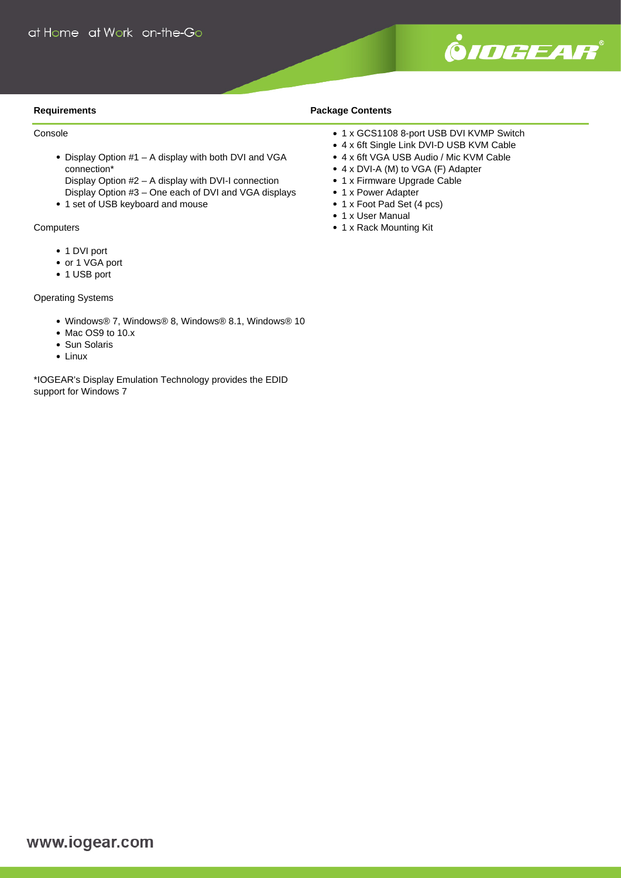## Requirements

Console

- Display Option #1 – A display with both DVI and VGA connection*
  Display Option #2 – A display with DVI-I connection
  Display Option #3 – One each of DVI and VGA displays
- 1 set of USB keyboard and mouse

Computers

- 1 DVI port
- or 1 VGA port
- 1 USB port

Operating Systems

- Windows® 7, Windows® 8, Windows® 8.1, Windows® 10
- Mac OS9 to 10.x
- Sun Solaris
- Linux

*IOGEAR's Display Emulation Technology provides the EDID support for Windows 7

## Package Contents

- 1 x GCS1108 8-port USB DVI KVMP Switch
- 4 x 6ft Single Link DVI-D USB KVM Cable
- 4 x 6ft VGA USB Audio / Mic KVM Cable
- 4 x DVI-A (M) to VGA (F) Adapter
- 1 x Firmware Upgrade Cable
- 1 x Power Adapter
- 1 x Foot Pad Set (4 pcs)
- 1 x User Manual
- 1 x Rack Mounting Kit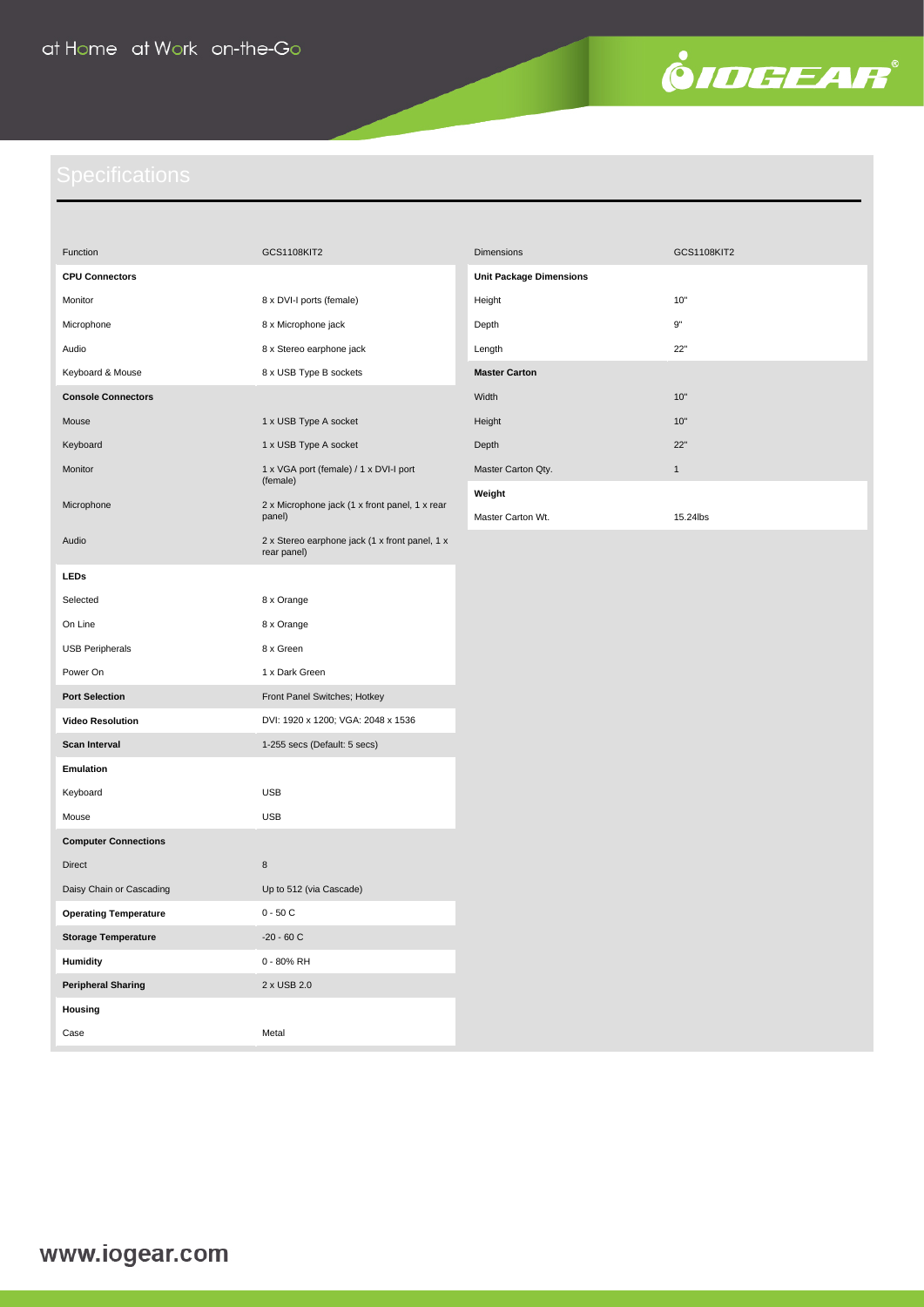# Specifications

| Function | GCS1108KIT2 |
|---|---|
| **CPU Connectors** | |
| Monitor | 8 x DVI-I ports (female) |
| Microphone | 8 x Microphone jack |
| Audio | 8 x Stereo earphone jack |
| Keyboard & Mouse | 8 x USB Type B sockets |
| **Console Connectors** | |
| Mouse | 1 x USB Type A socket |
| Keyboard | 1 x USB Type A socket |
| Monitor | 1 x VGA port (female) / 1 x DVI-I port (female) |
| Microphone | 2 x Microphone jack (1 x front panel, 1 x rear panel) |
| Audio | 2 x Stereo earphone jack (1 x front panel, 1 x rear panel) |
| **LEDs** | |
| Selected | 8 x Orange |
| On Line | 8 x Orange |
| USB Peripherals | 8 x Green |
| Power On | 1 x Dark Green |
| **Port Selection** | Front Panel Switches; Hotkey |
| **Video Resolution** | DVI: 1920 x 1200; VGA: 2048 x 1536 |
| **Scan Interval** | 1-255 secs (Default: 5 secs) |
| **Emulation** | |
| Keyboard | USB |
| Mouse | USB |
| **Computer Connections** | |
| Direct | 8 |
| Daisy Chain or Cascading | Up to 512 (via Cascade) |
| **Operating Temperature** | 0 - 50 C |
| **Storage Temperature** | -20 - 60 C |
| **Humidity** | 0 - 80% RH |
| **Peripheral Sharing** | 2 x USB 2.0 |
| **Housing** | |
| Case | Metal |

| Dimensions | GCS1108KIT2 |
|---|---|
| **Unit Package Dimensions** | |
| Height | 10" |
| Depth | 9" |
| Length | 22" |
| **Master Carton** | |
| Width | 10" |
| Height | 10" |
| Depth | 22" |
| Master Carton Qty. | 1 |
| **Weight** | |
| Master Carton Wt. | 15.24lbs |

www.iogear.com